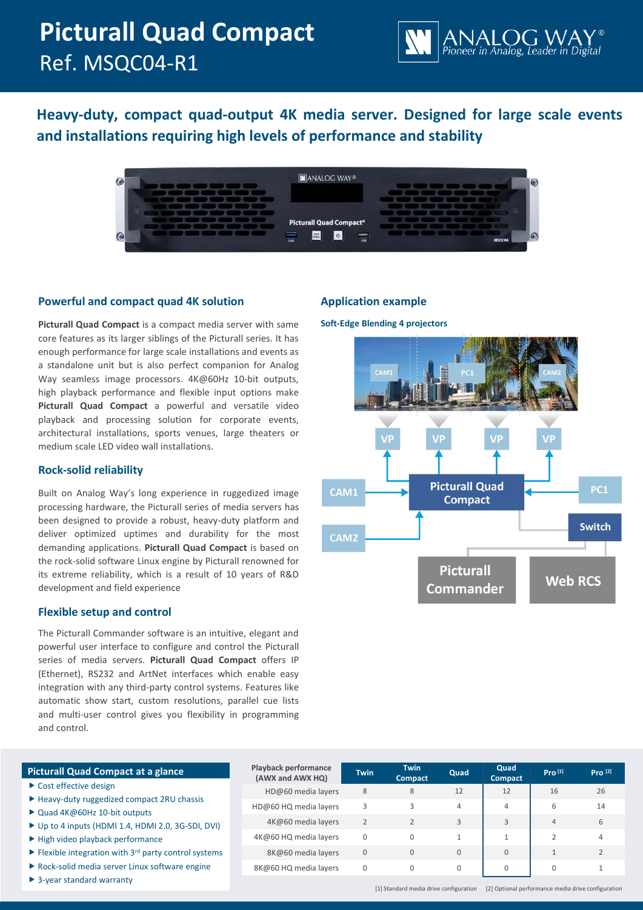# Picturall Quad Compact
Ref. MSQC04-R1

## Heavy-duty, compact quad-output 4K media server. Designed for large scale events and installations requiring high levels of performance and stability

### Powerful and compact quad 4K solution

**Picturall Quad Compact** is a compact media server with same core features as its larger siblings of the Picturall series. It has enough performance for large scale installations and events as a standalone unit but is also perfect companion for Analog Way seamless image processors. 4K@60Hz 10-bit outputs, high playback performance and flexible input options make **Picturall Quad Compact** a powerful and versatile video playback and processing solution for corporate events, architectural installations, sports venues, large theaters or medium scale LED video wall installations.

### Rock-solid reliability

Built on Analog Way's long experience in ruggedized image processing hardware, the Picturall series of media servers has been designed to provide a robust, heavy-duty platform and deliver optimized uptimes and durability for the most demanding applications. **Picturall Quad Compact** is based on the rock-solid software Linux engine by Picturall renowned for its extreme reliability, which is a result of 10 years of R&D development and field experience

### Flexible setup and control

The Picturall Commander software is an intuitive, elegant and powerful user interface to configure and control the Picturall series of media servers. **Picturall Quad Compact** offers IP (Ethernet), RS232 and ArtNet interfaces which enable easy integration with any third-party control systems. Features like automatic show start, custom resolutions, parallel cue lists and multi-user control gives you flexibility in programming and control.

### Application example

**Soft-Edge Blending 4 projectors**

### Picturall Quad Compact at a glance

- Cost effective design
- Heavy-duty ruggedized compact 2RU chassis
- Quad 4K@60Hz 10-bit outputs
- Up to 4 inputs (HDMI 1.4, HDMI 2.0, 3G-SDI, DVI)
- High video playback performance
- Flexible integration with 3rd party control systems
- Rock-solid media server Linux software engine
- 3-year standard warranty

| Playback performance (AWX and AWX HQ) | Twin | Twin Compact | Quad | Quad Compact | Pro [1] | Pro [2] |
|---|---|---|---|---|---|---|
| HD@60 media layers | 8 | 8 | 12 | 12 | 16 | 26 |
| HD@60 HQ media layers | 3 | 3 | 4 | 4 | 6 | 14 |
| 4K@60 media layers | 2 | 2 | 3 | 3 | 4 | 6 |
| 4K@60 HQ media layers | 0 | 0 | 1 | 1 | 2 | 4 |
| 8K@60 media layers | 0 | 0 | 0 | 0 | 1 | 2 |
| 8K@60 HQ media layers | 0 | 0 | 0 | 0 | 0 | 1 |

[1] Standard media drive configuration [2] Optional performance media drive configuration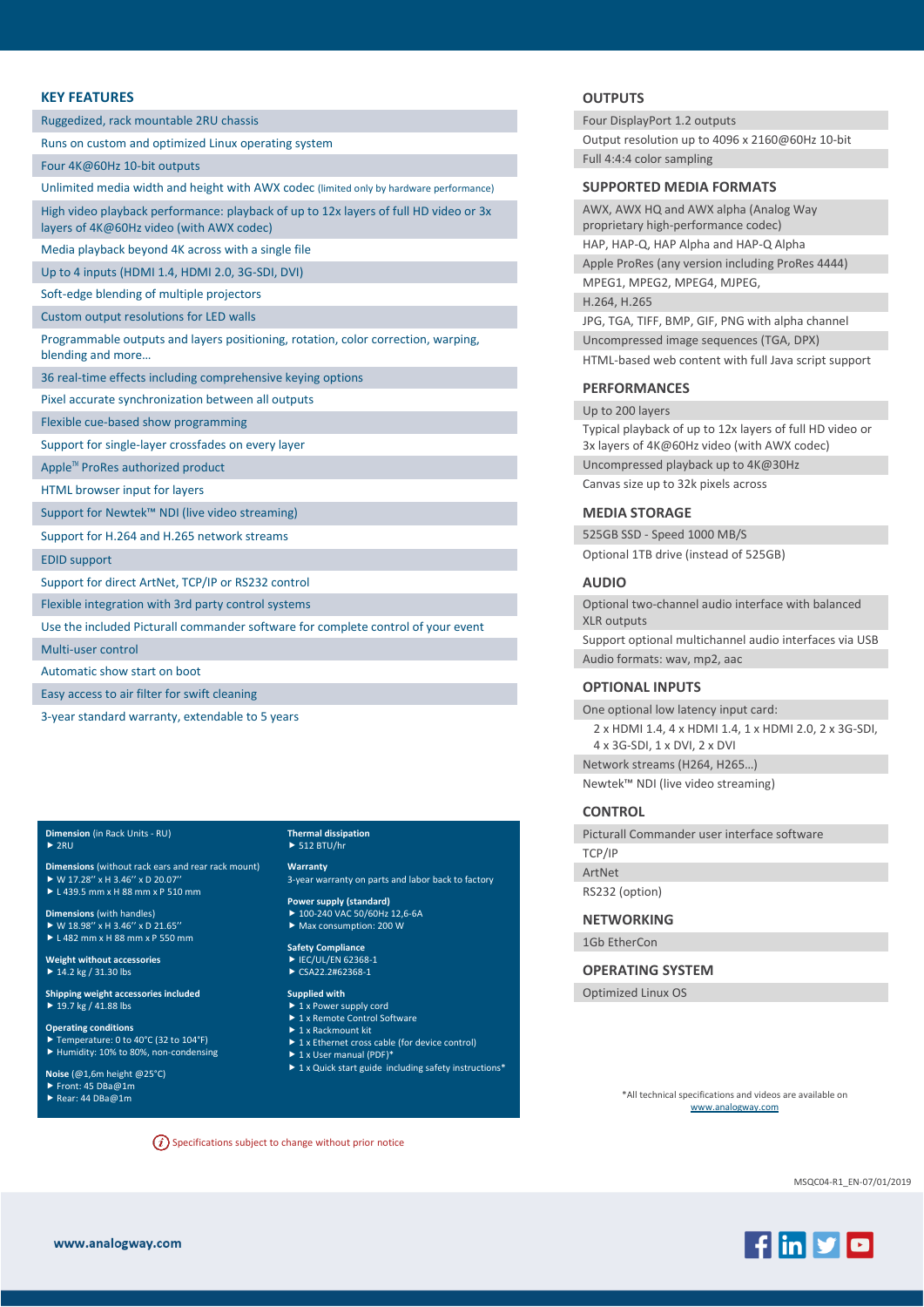## KEY FEATURES

- Ruggedized, rack mountable 2RU chassis
- Runs on custom and optimized Linux operating system
- Four 4K@60Hz 10-bit outputs
- Unlimited media width and height with AWX codec (limited only by hardware performance)
- High video playback performance: playback of up to 12x layers of full HD video or 3x layers of 4K@60Hz video (with AWX codec)
- Media playback beyond 4K across with a single file
- Up to 4 inputs (HDMI 1.4, HDMI 2.0, 3G-SDI, DVI)
- Soft-edge blending of multiple projectors
- Custom output resolutions for LED walls
- Programmable outputs and layers positioning, rotation, color correction, warping, blending and more…
- 36 real-time effects including comprehensive keying options
- Pixel accurate synchronization between all outputs
- Flexible cue-based show programming
- Support for single-layer crossfades on every layer
- Apple™ ProRes authorized product
- HTML browser input for layers
- Support for Newtek™ NDI (live video streaming)
- Support for H.264 and H.265 network streams
- EDID support
- Support for direct ArtNet, TCP/IP or RS232 control
- Flexible integration with 3rd party control systems
- Use the included Picturall commander software for complete control of your event
- Multi-user control
- Automatic show start on boot
- Easy access to air filter for swift cleaning
- 3-year standard warranty, extendable to 5 years

**Dimension** (in Rack Units - RU)
- 2RU

**Dimensions** (without rack ears and rear rack mount)
- W 17.28'' x H 3.46'' x D 20.07''
- L 439.5 mm x H 88 mm x P 510 mm

**Dimensions** (with handles)
- W 18.98'' x H 3.46'' x D 21.65''
- L 482 mm x H 88 mm x P 550 mm

**Weight without accessories**
- 14.2 kg / 31.30 lbs

**Shipping weight accessories included**
- 19.7 kg / 41.88 lbs

**Operating conditions**
- Temperature: 0 to 40°C (32 to 104°F)
- Humidity: 10% to 80%, non-condensing

**Noise** (@1,6m height @25°C)
- Front: 45 DBa@1m
- Rear: 44 DBa@1m

**Thermal dissipation**
- 512 BTU/hr

**Warranty**
3-year warranty on parts and labor back to factory

**Power supply (standard)**
- 100-240 VAC 50/60Hz 12,6-6A
- Max consumption: 200 W

**Safety Compliance**
- IEC/UL/EN 62368-1
- CSA22.2#62368-1

**Supplied with**
- 1 x Power supply cord
- 1 x Remote Control Software
- 1 x Rackmount kit
- 1 x Ethernet cross cable (for device control)
- 1 x User manual (PDF)*
- 1 x Quick start guide including safety instructions*

Specifications subject to change without prior notice

## OUTPUTS

- Four DisplayPort 1.2 outputs
- Output resolution up to 4096 x 2160@60Hz 10-bit
- Full 4:4:4 color sampling

## SUPPORTED MEDIA FORMATS

- AWX, AWX HQ and AWX alpha (Analog Way proprietary high-performance codec)
- HAP, HAP-Q, HAP Alpha and HAP-Q Alpha
- Apple ProRes (any version including ProRes 4444)
- MPEG1, MPEG2, MPEG4, MJPEG,
- H.264, H.265
- JPG, TGA, TIFF, BMP, GIF, PNG with alpha channel
- Uncompressed image sequences (TGA, DPX)
- HTML-based web content with full Java script support

## PERFORMANCES

- Up to 200 layers
- Typical playback of up to 12x layers of full HD video or 3x layers of 4K@60Hz video (with AWX codec)
- Uncompressed playback up to 4K@30Hz
- Canvas size up to 32k pixels across

## MEDIA STORAGE

- 525GB SSD - Speed 1000 MB/S
- Optional 1TB drive (instead of 525GB)

## AUDIO

- Optional two-channel audio interface with balanced XLR outputs
- Support optional multichannel audio interfaces via USB
- Audio formats: wav, mp2, aac

## OPTIONAL INPUTS

- One optional low latency input card:
  2 x HDMI 1.4, 4 x HDMI 1.4, 1 x HDMI 2.0, 2 x 3G-SDI, 4 x 3G-SDI, 1 x DVI, 2 x DVI
- Network streams (H264, H265…)
- Newtek™ NDI (live video streaming)

## CONTROL

- Picturall Commander user interface software
- TCP/IP
- ArtNet
- RS232 (option)

## NETWORKING

- 1Gb EtherCon

## OPERATING SYSTEM

- Optimized Linux OS

*All technical specifications and videos are available on www.analogway.com

MSQC04-R1_EN-07/01/2019

www.analogway.com